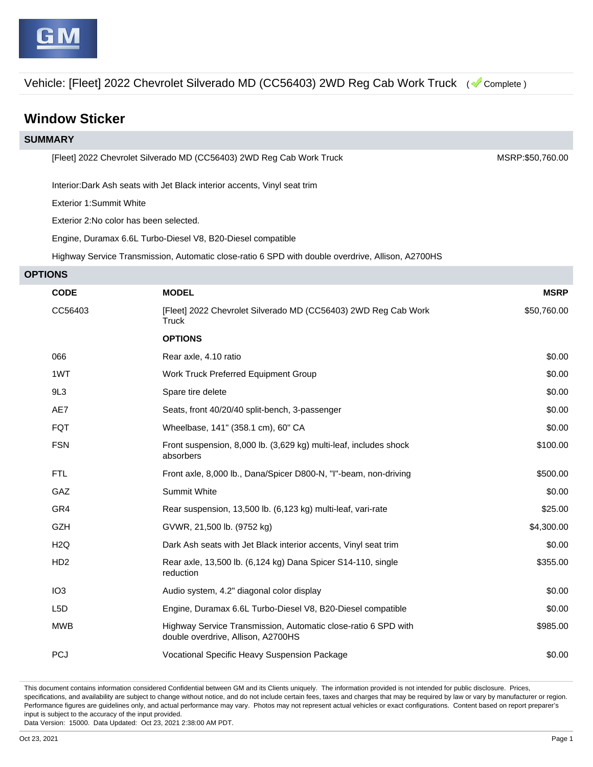Vehicle: [Fleet] 2022 Chevrolet Silverado MD (CC56403) 2WD Reg Cab Work Truck ( Complete )

# Window Sticker

## SUMMARY

[Fleet] 2022 Chevrolet Silverado MD (CC56403) 2WD Reg Cab Work Truck — MSRP:$50,760.00

Interior:Dark Ash seats with Jet Black interior accents, Vinyl seat trim

Exterior 1:Summit White

Exterior 2:No color has been selected.

Engine, Duramax 6.6L Turbo-Diesel V8, B20-Diesel compatible

Highway Service Transmission, Automatic close-ratio 6 SPD with double overdrive, Allison, A2700HS

## OPTIONS

| CODE | MODEL | MSRP |
|---|---|---|
| CC56403 | [Fleet] 2022 Chevrolet Silverado MD (CC56403) 2WD Reg Cab Work Truck | $50,760.00 |
| | **OPTIONS** | |
| 066 | Rear axle, 4.10 ratio | $0.00 |
| 1WT | Work Truck Preferred Equipment Group | $0.00 |
| 9L3 | Spare tire delete | $0.00 |
| AE7 | Seats, front 40/20/40 split-bench, 3-passenger | $0.00 |
| FQT | Wheelbase, 141" (358.1 cm), 60" CA | $0.00 |
| FSN | Front suspension, 8,000 lb. (3,629 kg) multi-leaf, includes shock absorbers | $100.00 |
| FTL | Front axle, 8,000 lb., Dana/Spicer D800-N, "I"-beam, non-driving | $500.00 |
| GAZ | Summit White | $0.00 |
| GR4 | Rear suspension, 13,500 lb. (6,123 kg) multi-leaf, vari-rate | $25.00 |
| GZH | GVWR, 21,500 lb. (9752 kg) | $4,300.00 |
| H2Q | Dark Ash seats with Jet Black interior accents, Vinyl seat trim | $0.00 |
| HD2 | Rear axle, 13,500 lb. (6,124 kg) Dana Spicer S14-110, single reduction | $355.00 |
| IO3 | Audio system, 4.2" diagonal color display | $0.00 |
| L5D | Engine, Duramax 6.6L Turbo-Diesel V8, B20-Diesel compatible | $0.00 |
| MWB | Highway Service Transmission, Automatic close-ratio 6 SPD with double overdrive, Allison, A2700HS | $985.00 |
| PCJ | Vocational Specific Heavy Suspension Package | $0.00 |

This document contains information considered Confidential between GM and its Clients uniquely. The information provided is not intended for public disclosure. Prices, specifications, and availability are subject to change without notice, and do not include certain fees, taxes and charges that may be required by law or vary by manufacturer or region. Performance figures are guidelines only, and actual performance may vary. Photos may not represent actual vehicles or exact configurations. Content based on report preparer's input is subject to the accuracy of the input provided.
Data Version: 15000. Data Updated: Oct 23, 2021 2:38:00 AM PDT.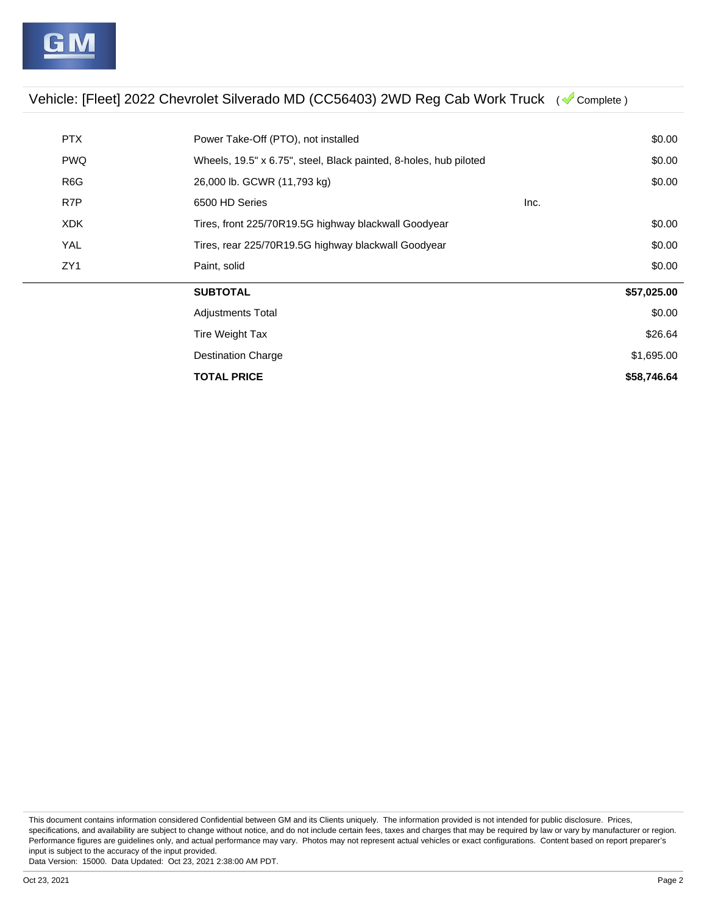Vehicle: [Fleet] 2022 Chevrolet Silverado MD (CC56403) 2WD Reg Cab Work Truck ( Complete )

| | | | |
|---|---|---|---|
| PTX | Power Take-Off (PTO), not installed | | $0.00 |
| PWQ | Wheels, 19.5" x 6.75", steel, Black painted, 8-holes, hub piloted | | $0.00 |
| R6G | 26,000 lb. GCWR (11,793 kg) | | $0.00 |
| R7P | 6500 HD Series | Inc. | |
| XDK | Tires, front 225/70R19.5G highway blackwall Goodyear | | $0.00 |
| YAL | Tires, rear 225/70R19.5G highway blackwall Goodyear | | $0.00 |
| ZY1 | Paint, solid | | $0.00 |
| | **SUBTOTAL** | | **$57,025.00** |
| | Adjustments Total | | $0.00 |
| | Tire Weight Tax | | $26.64 |
| | Destination Charge | | $1,695.00 |
| | **TOTAL PRICE** | | **$58,746.64** |

This document contains information considered Confidential between GM and its Clients uniquely. The information provided is not intended for public disclosure. Prices, specifications, and availability are subject to change without notice, and do not include certain fees, taxes and charges that may be required by law or vary by manufacturer or region. Performance figures are guidelines only, and actual performance may vary. Photos may not represent actual vehicles or exact configurations. Content based on report preparer's input is subject to the accuracy of the input provided.
Data Version: 15000. Data Updated: Oct 23, 2021 2:38:00 AM PDT.

Oct 23, 2021